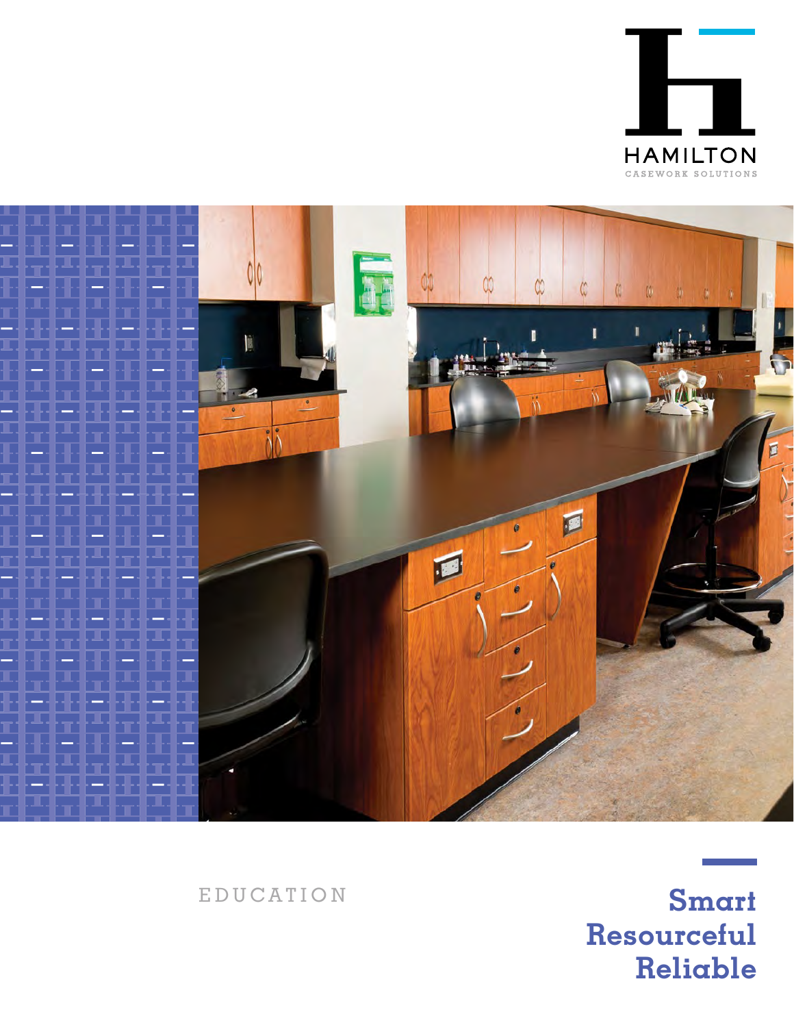HAMILTON

CASEWORK SOLUTIONS

EDUCATION

**Smart**
**Resourceful**
**Reliable**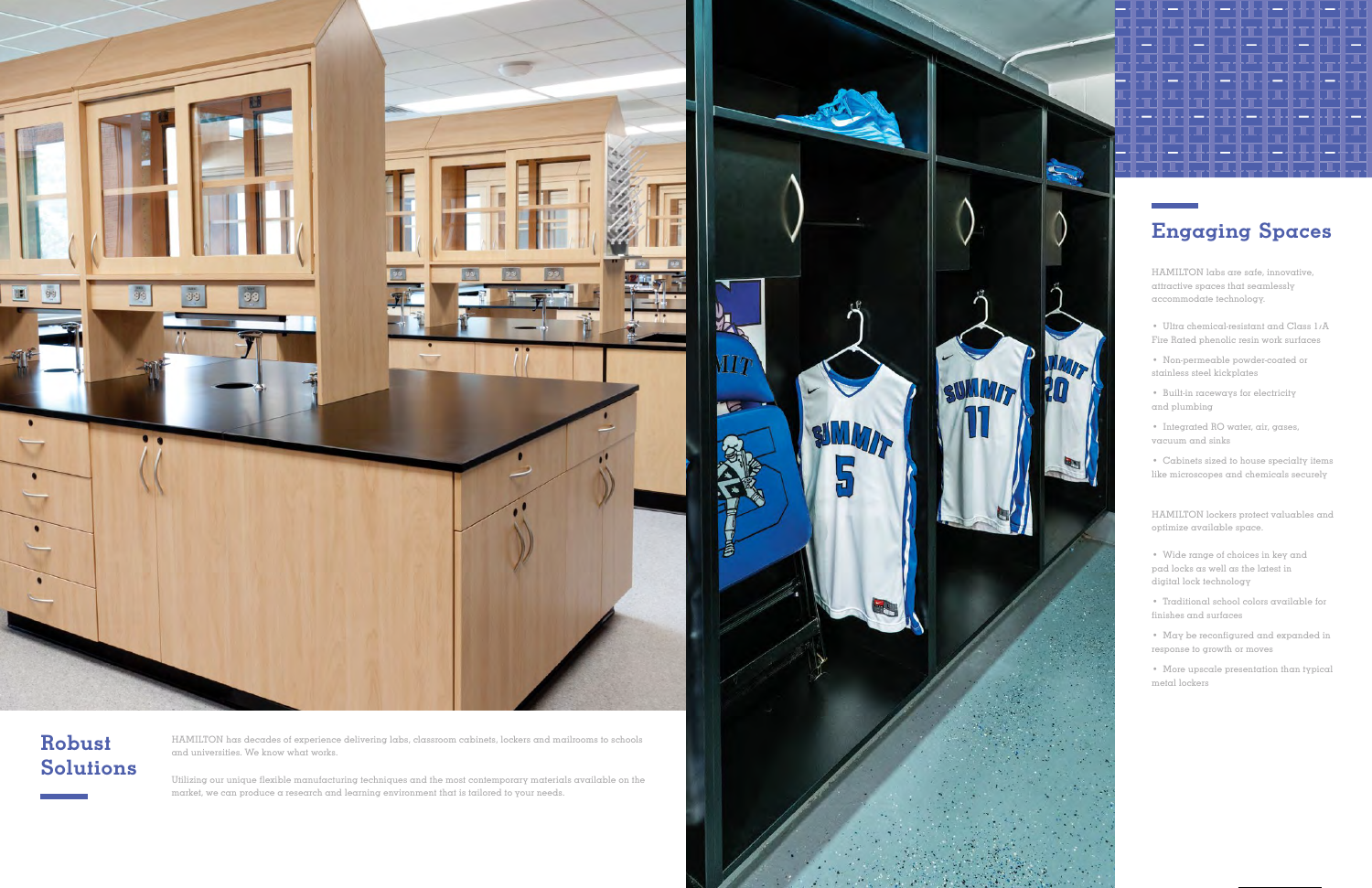## Robust Solutions

HAMILTON has decades of experience delivering labs, classroom cabinets, lockers and mailrooms to schools and universities. We know what works.

Utilizing our unique flexible manufacturing techniques and the most contemporary materials available on the market, we can produce a research and learning environment that is tailored to your needs.

## Engaging Spaces

HAMILTON labs are safe, innovative, attractive spaces that seamlessly accommodate technology.

- Ultra chemical-resistant and Class 1/A Fire Rated phenolic resin work surfaces
- Non-permeable powder-coated or stainless steel kickplates
- Built-in raceways for electricity and plumbing
- Integrated RO water, air, gases, vacuum and sinks
- Cabinets sized to house specialty items like microscopes and chemicals securely

HAMILTON lockers protect valuables and optimize available space.

- Wide range of choices in key and pad locks as well as the latest in digital lock technology
- Traditional school colors available for finishes and surfaces
- May be reconfigured and expanded in response to growth or moves
- More upscale presentation than typical metal lockers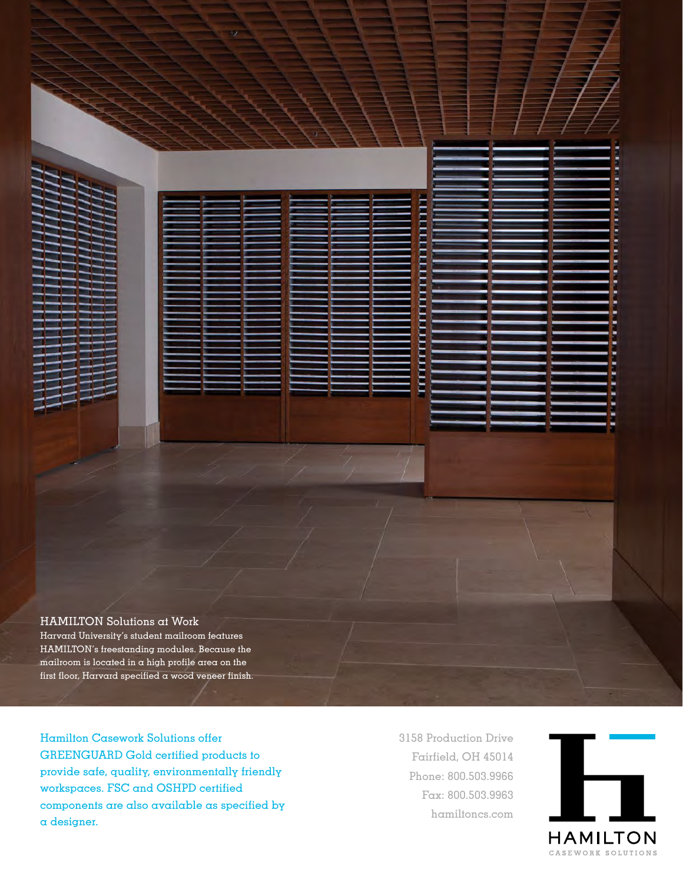HAMILTON Solutions at Work

Harvard University's student mailroom features HAMILTON's freestanding modules. Because the mailroom is located in a high profile area on the first floor, Harvard specified a wood veneer finish.

Hamilton Casework Solutions offer GREENGUARD Gold certified products to provide safe, quality, environmentally friendly workspaces. FSC and OSHPD certified components are also available as specified by a designer.

3158 Production Drive
Fairfield, OH 45014
Phone: 800.503.9966
Fax: 800.503.9963
hamiltoncs.com

HAMILTON
CASEWORK SOLUTIONS